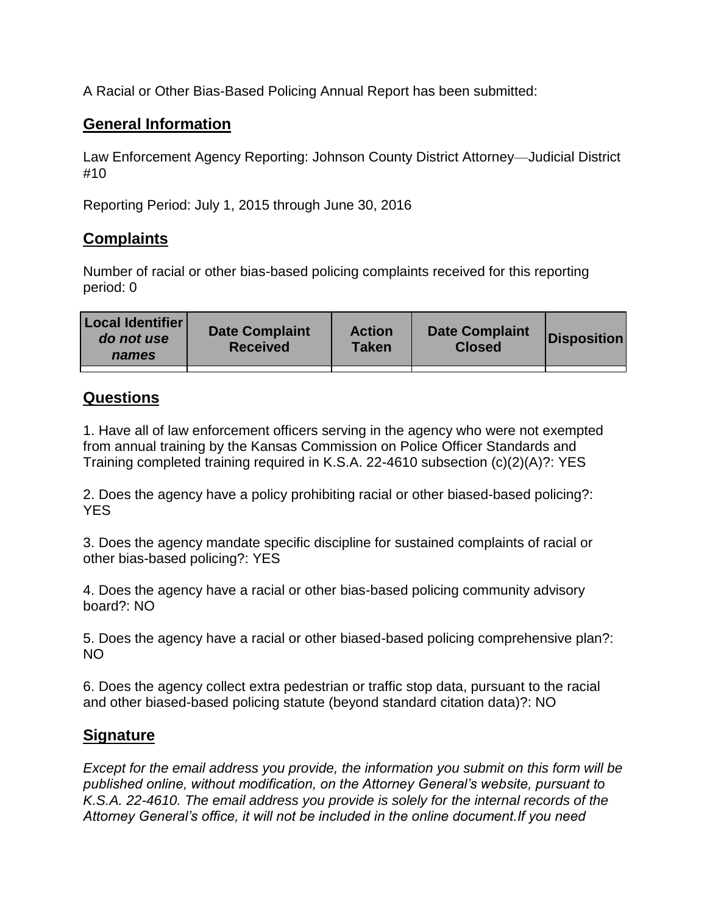A Racial or Other Bias-Based Policing Annual Report has been submitted:

## General Information

Law Enforcement Agency Reporting: Johnson County District Attorney—Judicial District #10

Reporting Period: July 1, 2015 through June 30, 2016

## Complaints

Number of racial or other bias-based policing complaints received for this reporting period: 0

| Local Identifier *do not use names* | Date Complaint Received | Action Taken | Date Complaint Closed | Disposition |
|---|---|---|---|---|
| | | | | |

## Questions

1. Have all of law enforcement officers serving in the agency who were not exempted from annual training by the Kansas Commission on Police Officer Standards and Training completed training required in K.S.A. 22-4610 subsection (c)(2)(A)?: YES

2. Does the agency have a policy prohibiting racial or other biased-based policing?: YES

3. Does the agency mandate specific discipline for sustained complaints of racial or other bias-based policing?: YES

4. Does the agency have a racial or other bias-based policing community advisory board?: NO

5. Does the agency have a racial or other biased-based policing comprehensive plan?: NO

6. Does the agency collect extra pedestrian or traffic stop data, pursuant to the racial and other biased-based policing statute (beyond standard citation data)?: NO

## Signature

*Except for the email address you provide, the information you submit on this form will be published online, without modification, on the Attorney General's website, pursuant to K.S.A. 22-4610. The email address you provide is solely for the internal records of the Attorney General's office, it will not be included in the online document.If you need*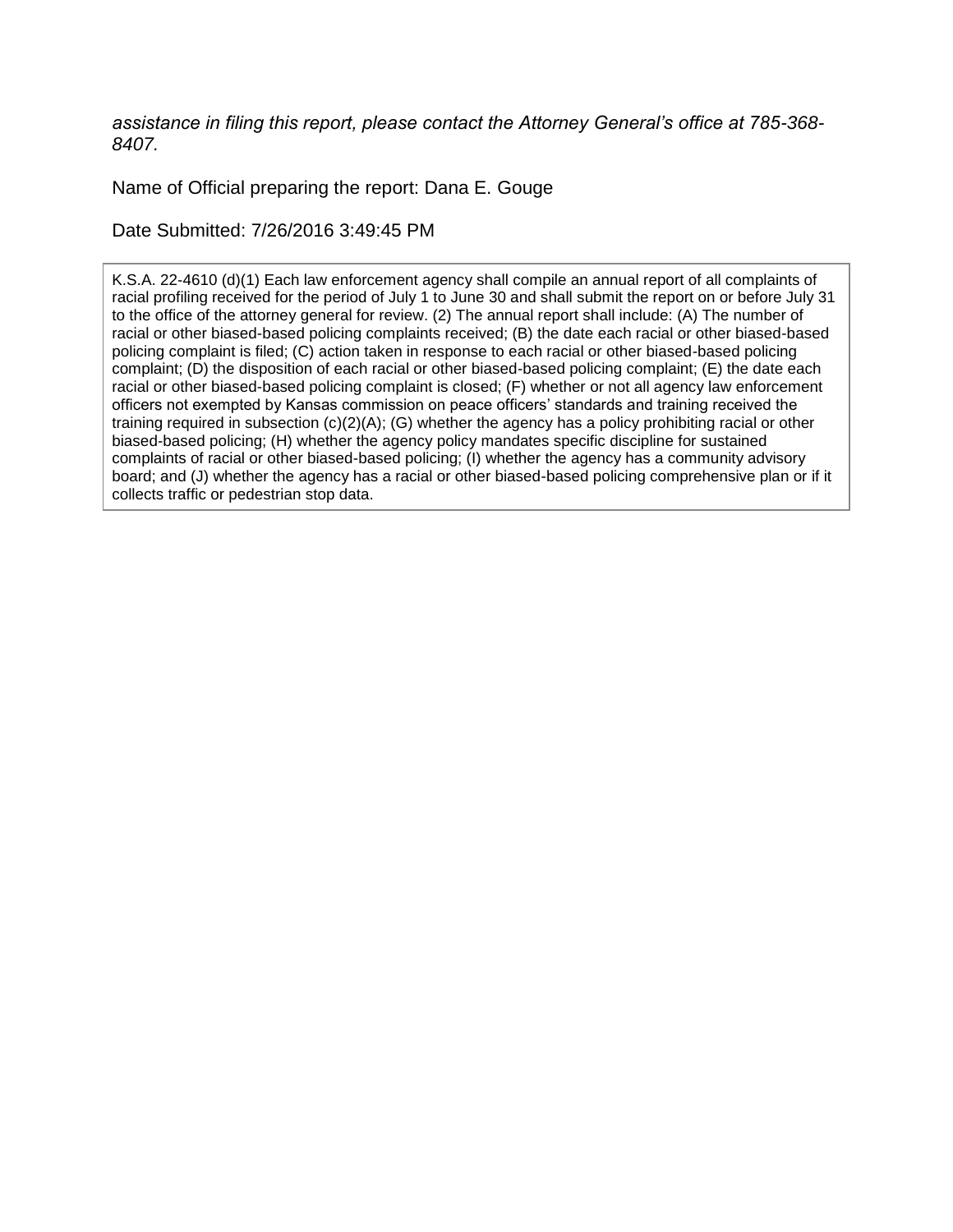*assistance in filing this report, please contact the Attorney General's office at 785-368-8407.*

Name of Official preparing the report: Dana E. Gouge

Date Submitted: 7/26/2016 3:49:45 PM

K.S.A. 22-4610 (d)(1) Each law enforcement agency shall compile an annual report of all complaints of racial profiling received for the period of July 1 to June 30 and shall submit the report on or before July 31 to the office of the attorney general for review. (2) The annual report shall include: (A) The number of racial or other biased-based policing complaints received; (B) the date each racial or other biased-based policing complaint is filed; (C) action taken in response to each racial or other biased-based policing complaint; (D) the disposition of each racial or other biased-based policing complaint; (E) the date each racial or other biased-based policing complaint is closed; (F) whether or not all agency law enforcement officers not exempted by Kansas commission on peace officers' standards and training received the training required in subsection (c)(2)(A); (G) whether the agency has a policy prohibiting racial or other biased-based policing; (H) whether the agency policy mandates specific discipline for sustained complaints of racial or other biased-based policing; (I) whether the agency has a community advisory board; and (J) whether the agency has a racial or other biased-based policing comprehensive plan or if it collects traffic or pedestrian stop data.